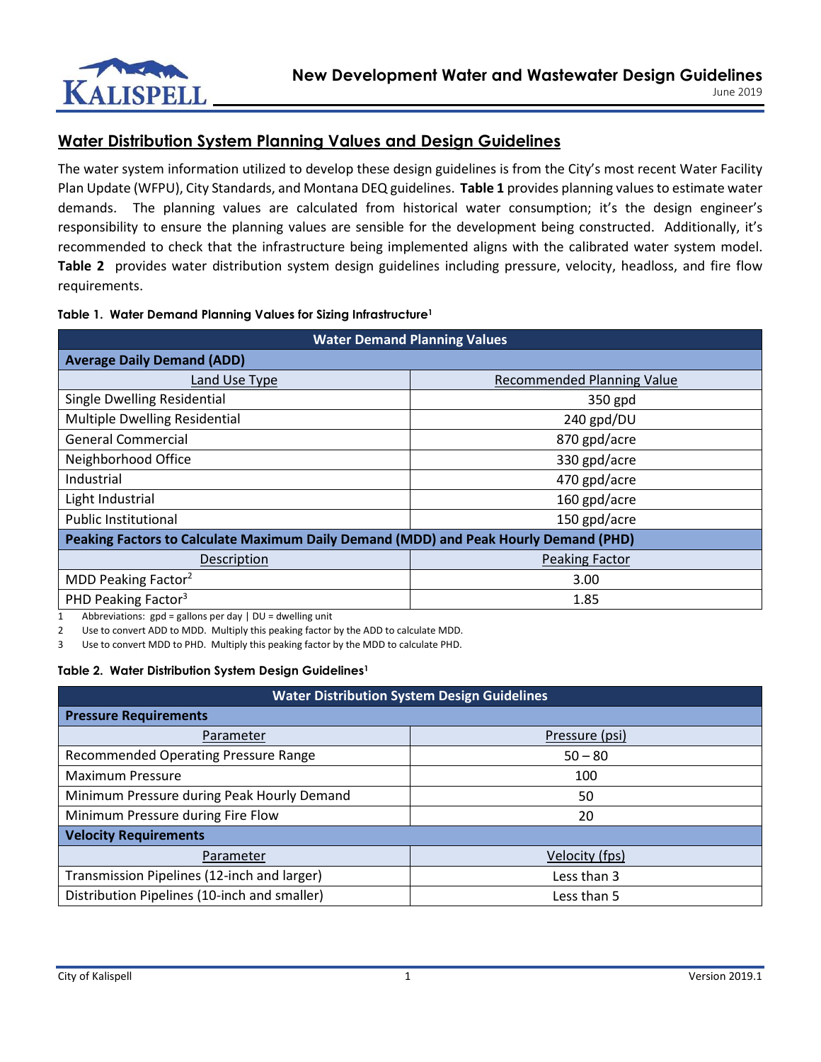# New Development Water and Wastewater Design Guidelines

June 2019

## Water Distribution System Planning Values and Design Guidelines

The water system information utilized to develop these design guidelines is from the City's most recent Water Facility Plan Update (WFPU), City Standards, and Montana DEQ guidelines. **Table 1** provides planning values to estimate water demands. The planning values are calculated from historical water consumption; it's the design engineer's responsibility to ensure the planning values are sensible for the development being constructed. Additionally, it's recommended to check that the infrastructure being implemented aligns with the calibrated water system model. **Table 2** provides water distribution system design guidelines including pressure, velocity, headloss, and fire flow requirements.

**Table 1. Water Demand Planning Values for Sizing Infrastructure[1]**

| Water Demand Planning Values | |
|---|---|
| **Average Daily Demand (ADD)** | |
| Land Use Type | Recommended Planning Value |
| Single Dwelling Residential | 350 gpd |
| Multiple Dwelling Residential | 240 gpd/DU |
| General Commercial | 870 gpd/acre |
| Neighborhood Office | 330 gpd/acre |
| Industrial | 470 gpd/acre |
| Light Industrial | 160 gpd/acre |
| Public Institutional | 150 gpd/acre |
| **Peaking Factors to Calculate Maximum Daily Demand (MDD) and Peak Hourly Demand (PHD)** | |
| Description | Peaking Factor |
| MDD Peaking Factor[2] | 3.00 |
| PHD Peaking Factor[3] | 1.85 |

1 Abbreviations: gpd = gallons per day | DU = dwelling unit

2 Use to convert ADD to MDD. Multiply this peaking factor by the ADD to calculate MDD.

3 Use to convert MDD to PHD. Multiply this peaking factor by the MDD to calculate PHD.

**Table 2. Water Distribution System Design Guidelines[1]**

| Water Distribution System Design Guidelines | |
|---|---|
| **Pressure Requirements** | |
| Parameter | Pressure (psi) |
| Recommended Operating Pressure Range | 50 – 80 |
| Maximum Pressure | 100 |
| Minimum Pressure during Peak Hourly Demand | 50 |
| Minimum Pressure during Fire Flow | 20 |
| **Velocity Requirements** | |
| Parameter | Velocity (fps) |
| Transmission Pipelines (12-inch and larger) | Less than 3 |
| Distribution Pipelines (10-inch and smaller) | Less than 5 |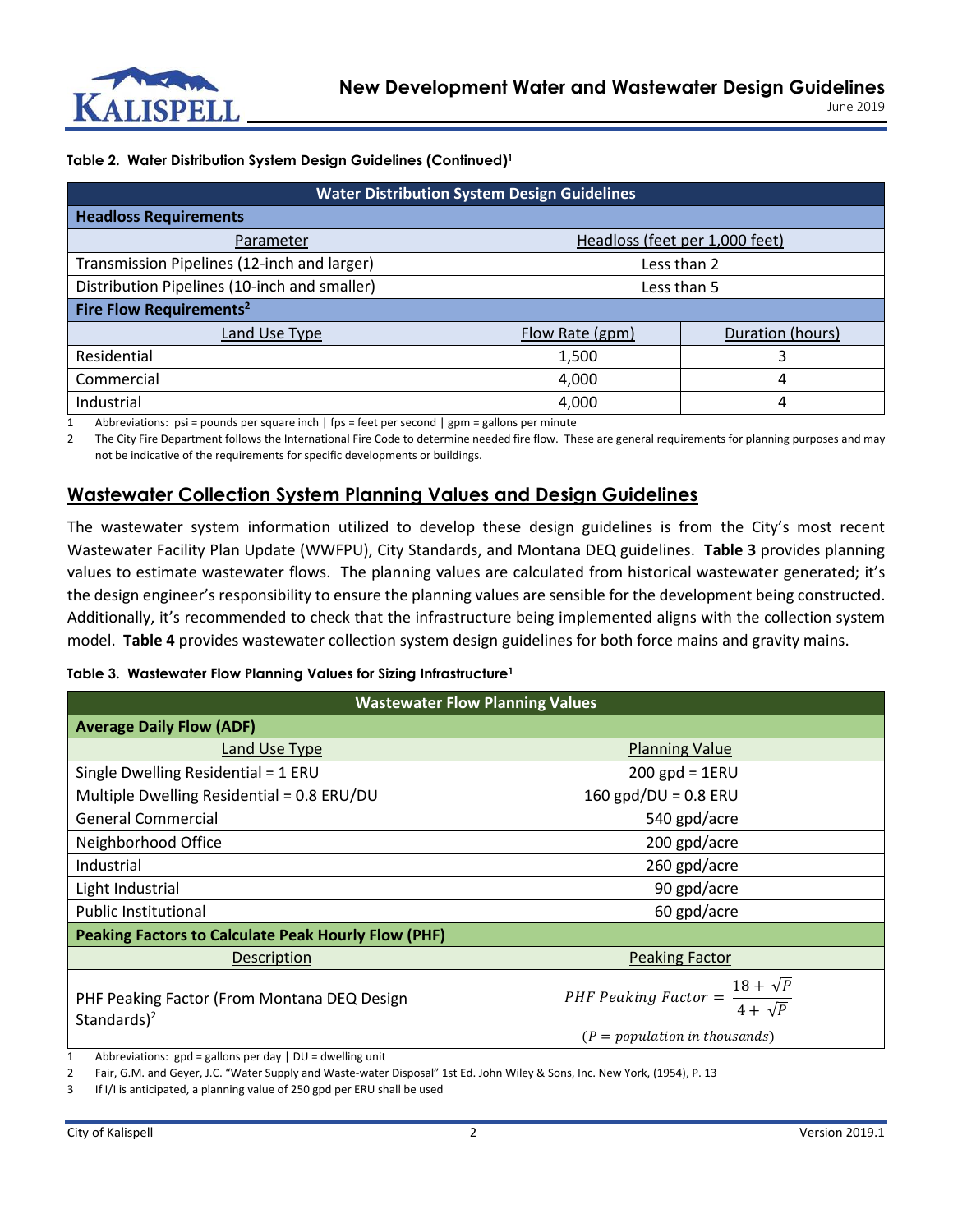**Table 2. Water Distribution System Design Guidelines (Continued)**[1]

| Water Distribution System Design Guidelines | | |
|---|---|---|
| **Headloss Requirements** | | |
| Parameter | Headloss (feet per 1,000 feet) | |
| Transmission Pipelines (12-inch and larger) | Less than 2 | |
| Distribution Pipelines (10-inch and smaller) | Less than 5 | |
| **Fire Flow Requirements**[2] | | |
| Land Use Type | Flow Rate (gpm) | Duration (hours) |
| Residential | 1,500 | 3 |
| Commercial | 4,000 | 4 |
| Industrial | 4,000 | 4 |

1 Abbreviations: psi = pounds per square inch | fps = feet per second | gpm = gallons per minute

2 The City Fire Department follows the International Fire Code to determine needed fire flow. These are general requirements for planning purposes and may not be indicative of the requirements for specific developments or buildings.

## Wastewater Collection System Planning Values and Design Guidelines

The wastewater system information utilized to develop these design guidelines is from the City's most recent Wastewater Facility Plan Update (WWFPU), City Standards, and Montana DEQ guidelines. **Table 3** provides planning values to estimate wastewater flows. The planning values are calculated from historical wastewater generated; it's the design engineer's responsibility to ensure the planning values are sensible for the development being constructed. Additionally, it's recommended to check that the infrastructure being implemented aligns with the collection system model. **Table 4** provides wastewater collection system design guidelines for both force mains and gravity mains.

**Table 3. Wastewater Flow Planning Values for Sizing Infrastructure**[1]

| Wastewater Flow Planning Values | |
|---|---|
| **Average Daily Flow (ADF)** | |
| Land Use Type | Planning Value |
| Single Dwelling Residential = 1 ERU | 200 gpd = 1ERU |
| Multiple Dwelling Residential = 0.8 ERU/DU | 160 gpd/DU = 0.8 ERU |
| General Commercial | 540 gpd/acre |
| Neighborhood Office | 200 gpd/acre |
| Industrial | 260 gpd/acre |
| Light Industrial | 90 gpd/acre |
| Public Institutional | 60 gpd/acre |
| **Peaking Factors to Calculate Peak Hourly Flow (PHF)** | |
| Description | Peaking Factor |
| PHF Peaking Factor (From Montana DEQ Design Standards)[2] | $PHF\ Peaking\ Factor = \frac{18 + \sqrt{P}}{4 + \sqrt{P}}$ ($P = population\ in\ thousands$) |

1 Abbreviations: gpd = gallons per day | DU = dwelling unit

2 Fair, G.M. and Geyer, J.C. "Water Supply and Waste-water Disposal" 1st Ed. John Wiley & Sons, Inc. New York, (1954), P. 13

3 If I/I is anticipated, a planning value of 250 gpd per ERU shall be used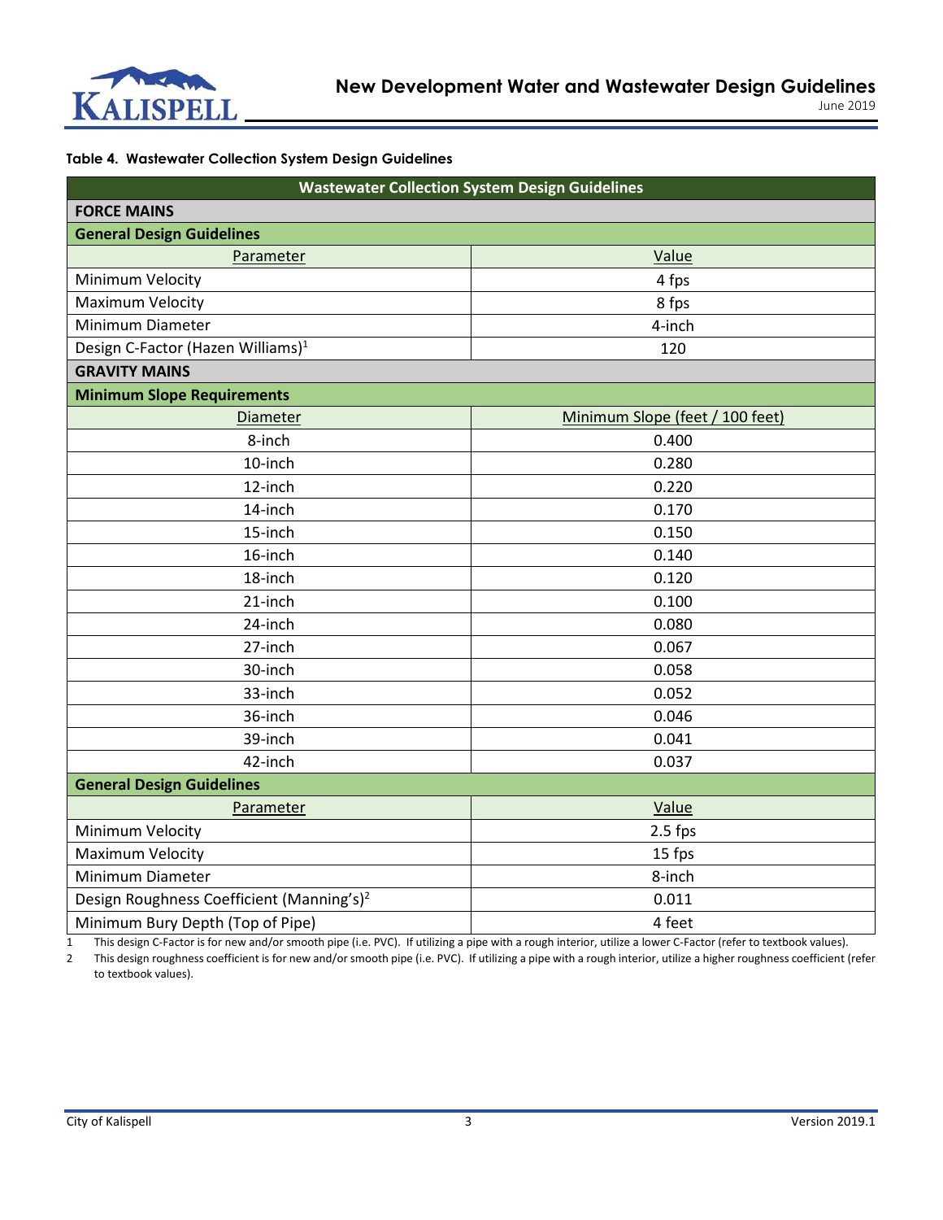**Table 4. Wastewater Collection System Design Guidelines**

| Wastewater Collection System Design Guidelines | |
|---|---|
| **FORCE MAINS** | |
| **General Design Guidelines** | |
| Parameter | Value |
| Minimum Velocity | 4 fps |
| Maximum Velocity | 8 fps |
| Minimum Diameter | 4-inch |
| Design C-Factor (Hazen Williams)[1] | 120 |
| **GRAVITY MAINS** | |
| **Minimum Slope Requirements** | |
| Diameter | Minimum Slope (feet / 100 feet) |
| 8-inch | 0.400 |
| 10-inch | 0.280 |
| 12-inch | 0.220 |
| 14-inch | 0.170 |
| 15-inch | 0.150 |
| 16-inch | 0.140 |
| 18-inch | 0.120 |
| 21-inch | 0.100 |
| 24-inch | 0.080 |
| 27-inch | 0.067 |
| 30-inch | 0.058 |
| 33-inch | 0.052 |
| 36-inch | 0.046 |
| 39-inch | 0.041 |
| 42-inch | 0.037 |
| **General Design Guidelines** | |
| Parameter | Value |
| Minimum Velocity | 2.5 fps |
| Maximum Velocity | 15 fps |
| Minimum Diameter | 8-inch |
| Design Roughness Coefficient (Manning's)[2] | 0.011 |
| Minimum Bury Depth (Top of Pipe) | 4 feet |

1 This design C-Factor is for new and/or smooth pipe (i.e. PVC). If utilizing a pipe with a rough interior, utilize a lower C-Factor (refer to textbook values).

2 This design roughness coefficient is for new and/or smooth pipe (i.e. PVC). If utilizing a pipe with a rough interior, utilize a higher roughness coefficient (refer to textbook values).